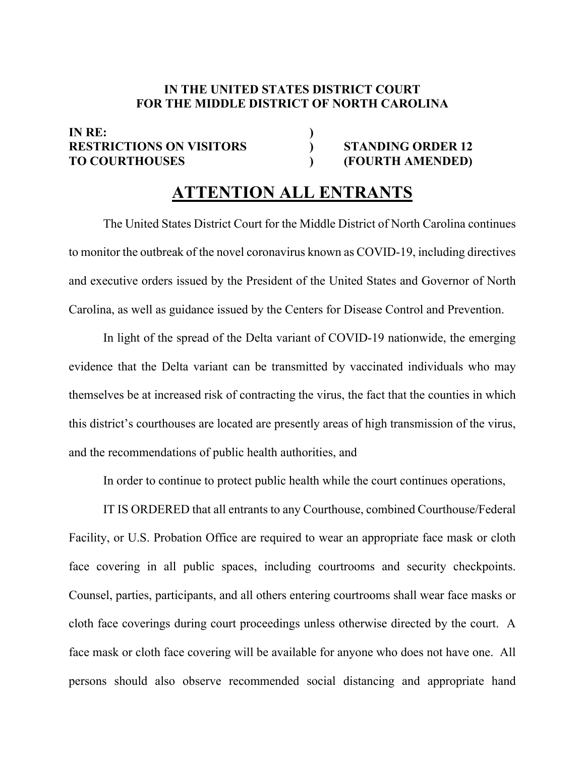**IN THE UNITED STATES DISTRICT COURT**
**FOR THE MIDDLE DISTRICT OF NORTH CAROLINA**

| | | |
|---|---|---|
| **IN RE:** | ) | |
| **RESTRICTIONS ON VISITORS** | ) | **STANDING ORDER 12** |
| **TO COURTHOUSES** | ) | **(FOURTH AMENDED)** |

# ATTENTION ALL ENTRANTS

The United States District Court for the Middle District of North Carolina continues to monitor the outbreak of the novel coronavirus known as COVID-19, including directives and executive orders issued by the President of the United States and Governor of North Carolina, as well as guidance issued by the Centers for Disease Control and Prevention.

In light of the spread of the Delta variant of COVID-19 nationwide, the emerging evidence that the Delta variant can be transmitted by vaccinated individuals who may themselves be at increased risk of contracting the virus, the fact that the counties in which this district's courthouses are located are presently areas of high transmission of the virus, and the recommendations of public health authorities, and

In order to continue to protect public health while the court continues operations,

IT IS ORDERED that all entrants to any Courthouse, combined Courthouse/Federal Facility, or U.S. Probation Office are required to wear an appropriate face mask or cloth face covering in all public spaces, including courtrooms and security checkpoints. Counsel, parties, participants, and all others entering courtrooms shall wear face masks or cloth face coverings during court proceedings unless otherwise directed by the court. A face mask or cloth face covering will be available for anyone who does not have one. All persons should also observe recommended social distancing and appropriate hand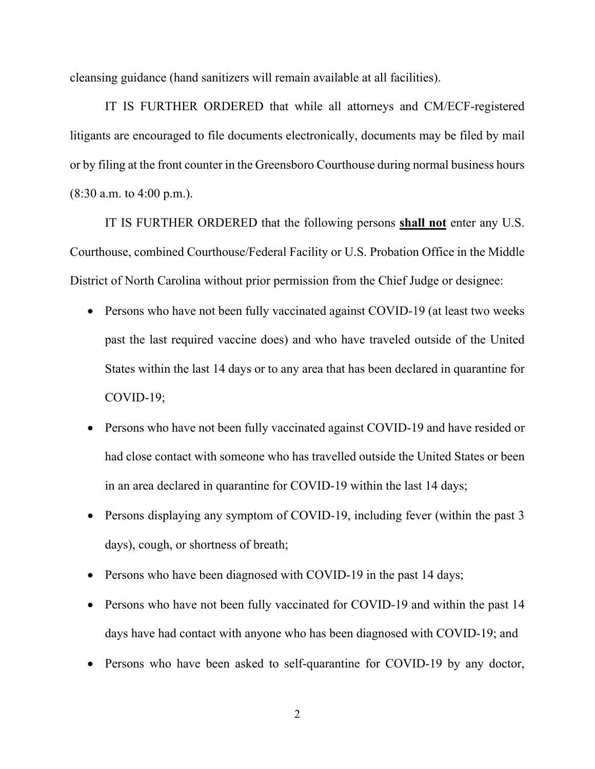cleansing guidance (hand sanitizers will remain available at all facilities).

IT IS FURTHER ORDERED that while all attorneys and CM/ECF-registered litigants are encouraged to file documents electronically, documents may be filed by mail or by filing at the front counter in the Greensboro Courthouse during normal business hours (8:30 a.m. to 4:00 p.m.).

IT IS FURTHER ORDERED that the following persons **shall not** enter any U.S. Courthouse, combined Courthouse/Federal Facility or U.S. Probation Office in the Middle District of North Carolina without prior permission from the Chief Judge or designee:

- Persons who have not been fully vaccinated against COVID-19 (at least two weeks past the last required vaccine does) and who have traveled outside of the United States within the last 14 days or to any area that has been declared in quarantine for COVID-19;
- Persons who have not been fully vaccinated against COVID-19 and have resided or had close contact with someone who has travelled outside the United States or been in an area declared in quarantine for COVID-19 within the last 14 days;
- Persons displaying any symptom of COVID-19, including fever (within the past 3 days), cough, or shortness of breath;
- Persons who have been diagnosed with COVID-19 in the past 14 days;
- Persons who have not been fully vaccinated for COVID-19 and within the past 14 days have had contact with anyone who has been diagnosed with COVID-19; and
- Persons who have been asked to self-quarantine for COVID-19 by any doctor,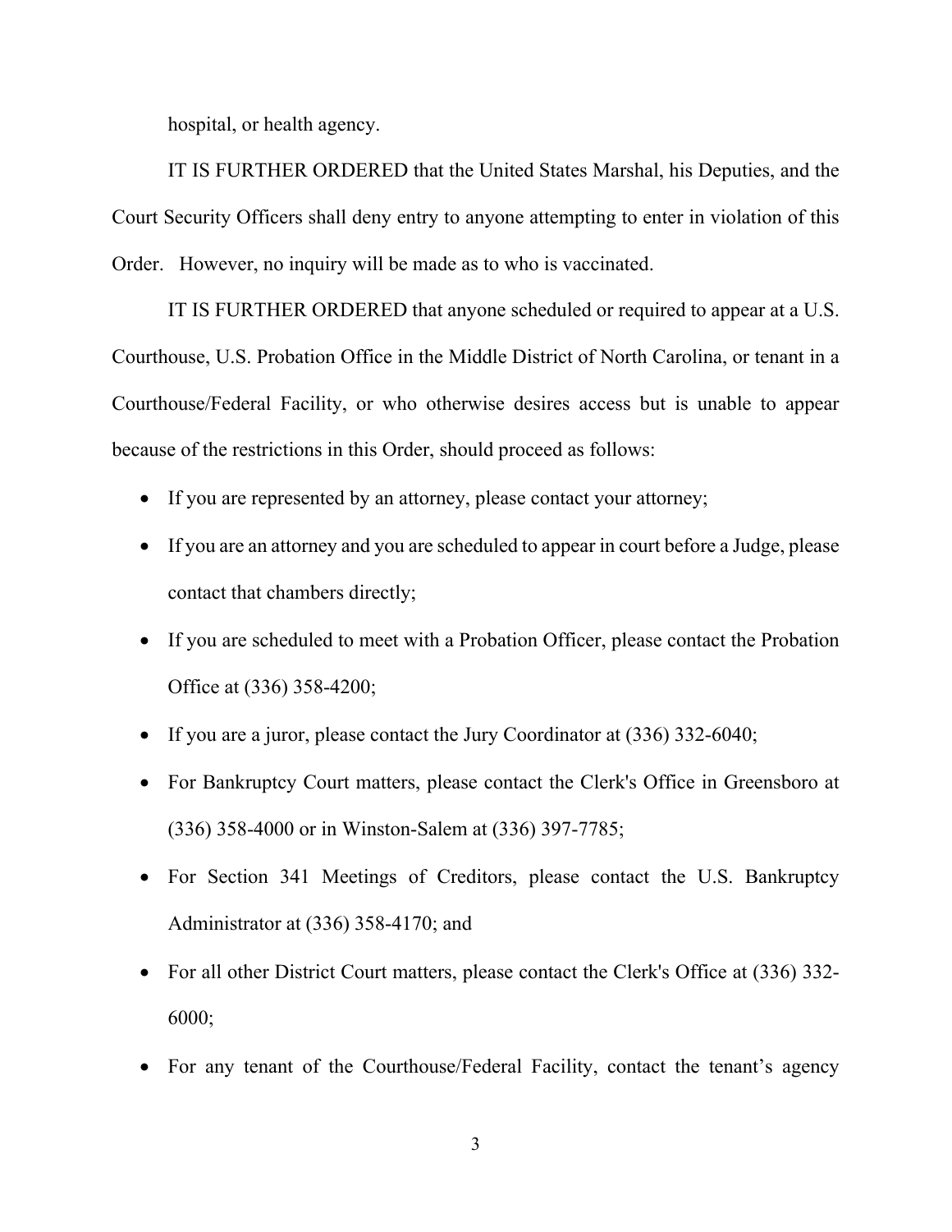hospital, or health agency.

IT IS FURTHER ORDERED that the United States Marshal, his Deputies, and the Court Security Officers shall deny entry to anyone attempting to enter in violation of this Order. However, no inquiry will be made as to who is vaccinated.

IT IS FURTHER ORDERED that anyone scheduled or required to appear at a U.S. Courthouse, U.S. Probation Office in the Middle District of North Carolina, or tenant in a Courthouse/Federal Facility, or who otherwise desires access but is unable to appear because of the restrictions in this Order, should proceed as follows:

- If you are represented by an attorney, please contact your attorney;
- If you are an attorney and you are scheduled to appear in court before a Judge, please contact that chambers directly;
- If you are scheduled to meet with a Probation Officer, please contact the Probation Office at (336) 358-4200;
- If you are a juror, please contact the Jury Coordinator at (336) 332-6040;
- For Bankruptcy Court matters, please contact the Clerk's Office in Greensboro at (336) 358-4000 or in Winston-Salem at (336) 397-7785;
- For Section 341 Meetings of Creditors, please contact the U.S. Bankruptcy Administrator at (336) 358-4170; and
- For all other District Court matters, please contact the Clerk's Office at (336) 332-6000;
- For any tenant of the Courthouse/Federal Facility, contact the tenant's agency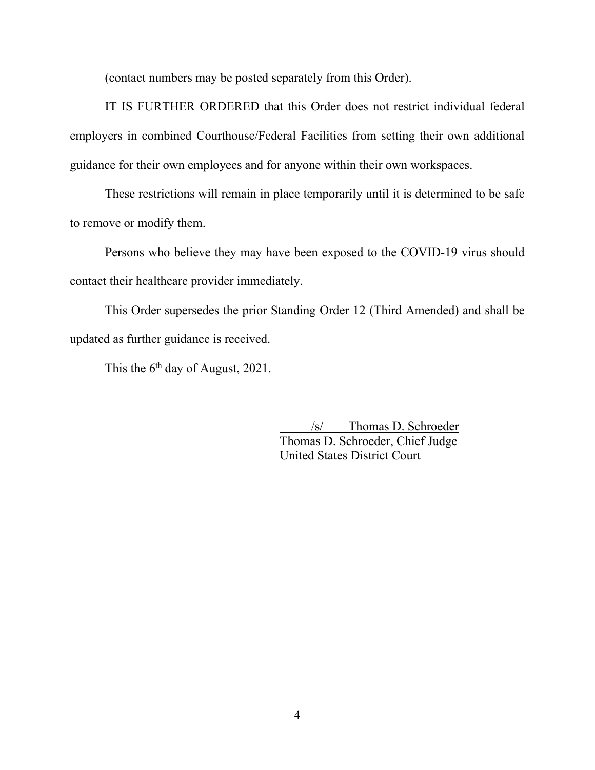(contact numbers may be posted separately from this Order).

IT IS FURTHER ORDERED that this Order does not restrict individual federal employers in combined Courthouse/Federal Facilities from setting their own additional guidance for their own employees and for anyone within their own workspaces.

These restrictions will remain in place temporarily until it is determined to be safe to remove or modify them.

Persons who believe they may have been exposed to the COVID-19 virus should contact their healthcare provider immediately.

This Order supersedes the prior Standing Order 12 (Third Amended) and shall be updated as further guidance is received.

This the 6th day of August, 2021.

/s/ Thomas D. Schroeder
Thomas D. Schroeder, Chief Judge
United States District Court